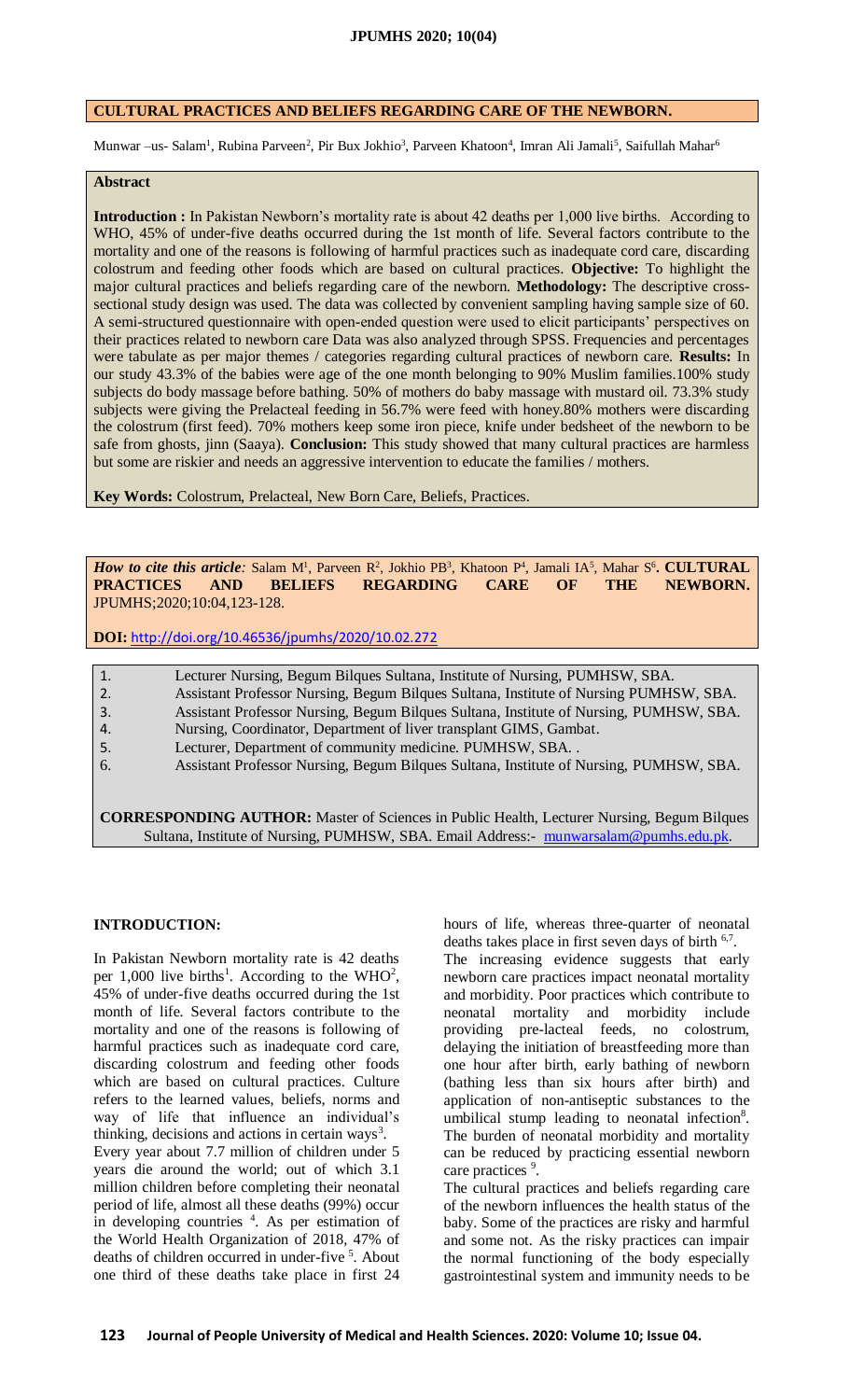# CULTURAL PRACTICES AND BELIEFS REGARDING CARE OF THE NEWBORN.

Munwar –us- Salam[1], Rubina Parveen[2], Pir Bux Jokhio[3], Parveen Khatoon[4], Imran Ali Jamali[5], Saifullah Mahar[6]

## Abstract

**Introduction :** In Pakistan Newborn's mortality rate is about 42 deaths per 1,000 live births. According to WHO, 45% of under-five deaths occurred during the 1st month of life. Several factors contribute to the mortality and one of the reasons is following of harmful practices such as inadequate cord care, discarding colostrum and feeding other foods which are based on cultural practices. **Objective:** To highlight the major cultural practices and beliefs regarding care of the newborn. **Methodology:** The descriptive cross-sectional study design was used. The data was collected by convenient sampling having sample size of 60. A semi-structured questionnaire with open-ended question were used to elicit participants' perspectives on their practices related to newborn care Data was also analyzed through SPSS. Frequencies and percentages were tabulate as per major themes / categories regarding cultural practices of newborn care. **Results:** In our study 43.3% of the babies were age of the one month belonging to 90% Muslim families.100% study subjects do body massage before bathing. 50% of mothers do baby massage with mustard oil. 73.3% study subjects were giving the Prelacteal feeding in 56.7% were feed with honey.80% mothers were discarding the colostrum (first feed). 70% mothers keep some iron piece, knife under bedsheet of the newborn to be safe from ghosts, jinn (Saaya). **Conclusion:** This study showed that many cultural practices are harmless but some are riskier and needs an aggressive intervention to educate the families / mothers.

**Key Words:** Colostrum, Prelacteal, New Born Care, Beliefs, Practices.

***How to cite this article:*** Salam M[1], Parveen R[2], Jokhio PB[3], Khatoon P[4], Jamali IA[5], Mahar S[6]. **CULTURAL PRACTICES AND BELIEFS REGARDING CARE OF THE NEWBORN.** JPUMHS;2020;10:04,123-128.

**DOI:** http://doi.org/10.46536/jpumhs/2020/10.02.272

1. Lecturer Nursing, Begum Bilques Sultana, Institute of Nursing, PUMHSW, SBA.
2. Assistant Professor Nursing, Begum Bilques Sultana, Institute of Nursing PUMHSW, SBA.
3. Assistant Professor Nursing, Begum Bilques Sultana, Institute of Nursing, PUMHSW, SBA.
4. Nursing, Coordinator, Department of liver transplant GIMS, Gambat.
5. Lecturer, Department of community medicine. PUMHSW, SBA. .
6. Assistant Professor Nursing, Begum Bilques Sultana, Institute of Nursing, PUMHSW, SBA.

**CORRESPONDING AUTHOR:** Master of Sciences in Public Health, Lecturer Nursing, Begum Bilques Sultana, Institute of Nursing, PUMHSW, SBA. Email Address:- munwarsalam@pumhs.edu.pk.

## INTRODUCTION:

In Pakistan Newborn mortality rate is 42 deaths per 1,000 live births[1]. According to the WHO[2], 45% of under-five deaths occurred during the 1st month of life. Several factors contribute to the mortality and one of the reasons is following of harmful practices such as inadequate cord care, discarding colostrum and feeding other foods which are based on cultural practices. Culture refers to the learned values, beliefs, norms and way of life that influence an individual's thinking, decisions and actions in certain ways[3].

Every year about 7.7 million of children under 5 years die around the world; out of which 3.1 million children before completing their neonatal period of life, almost all these deaths (99%) occur in developing countries [4]. As per estimation of the World Health Organization of 2018, 47% of deaths of children occurred in under-five [5]. About one third of these deaths take place in first 24 hours of life, whereas three-quarter of neonatal deaths takes place in first seven days of birth [6,7].

The increasing evidence suggests that early newborn care practices impact neonatal mortality and morbidity. Poor practices which contribute to neonatal mortality and morbidity include providing pre-lacteal feeds, no colostrum, delaying the initiation of breastfeeding more than one hour after birth, early bathing of newborn (bathing less than six hours after birth) and application of non-antiseptic substances to the umbilical stump leading to neonatal infection[8]. The burden of neonatal morbidity and mortality can be reduced by practicing essential newborn care practices [9].

The cultural practices and beliefs regarding care of the newborn influences the health status of the baby. Some of the practices are risky and harmful and some not. As the risky practices can impair the normal functioning of the body especially gastrointestinal system and immunity needs to be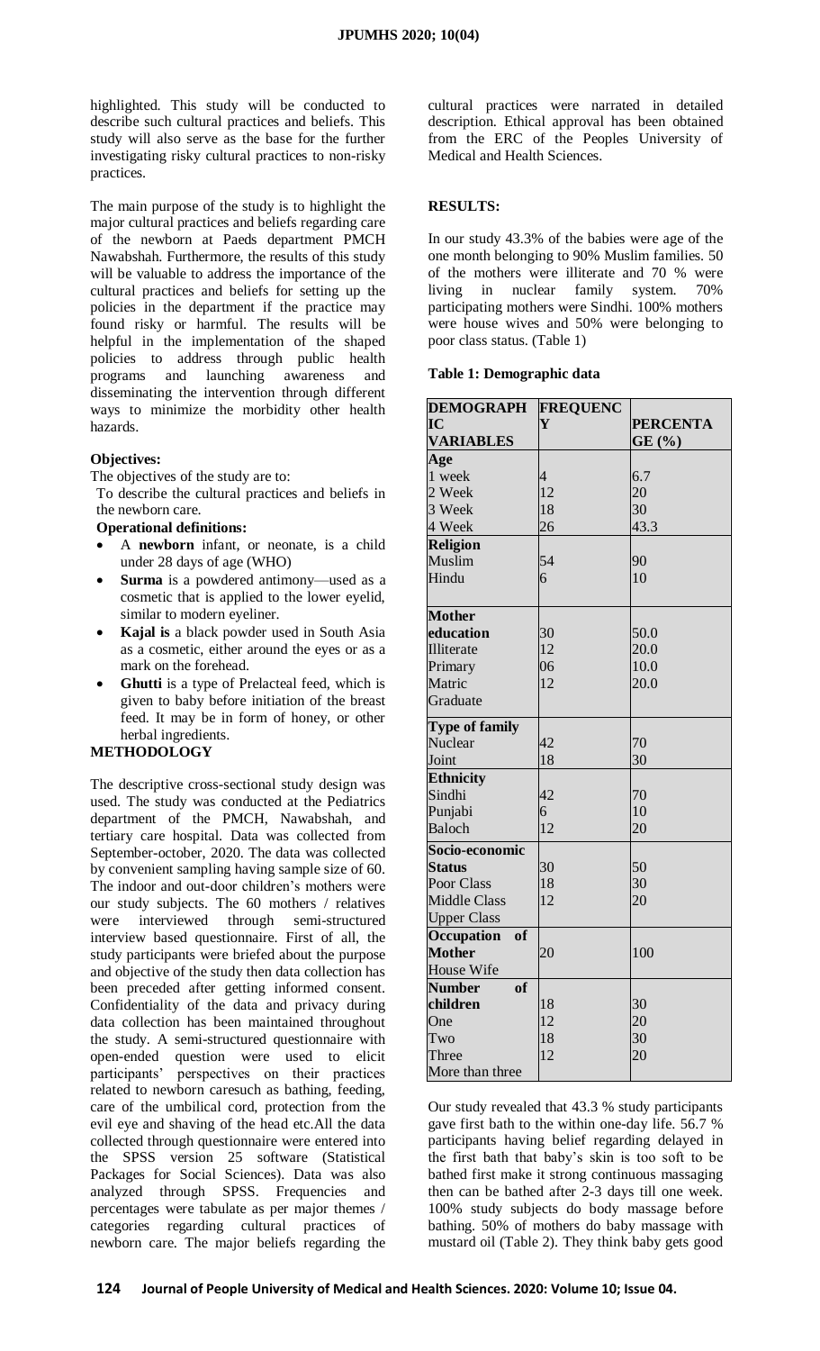highlighted. This study will be conducted to describe such cultural practices and beliefs. This study will also serve as the base for the further investigating risky cultural practices to non-risky practices.

The main purpose of the study is to highlight the major cultural practices and beliefs regarding care of the newborn at Paeds department PMCH Nawabshah. Furthermore, the results of this study will be valuable to address the importance of the cultural practices and beliefs for setting up the policies in the department if the practice may found risky or harmful. The results will be helpful in the implementation of the shaped policies to address through public health programs and launching awareness and disseminating the intervention through different ways to minimize the morbidity other health hazards.

### Objectives:

The objectives of the study are to:

To describe the cultural practices and beliefs in the newborn care.

**Operational definitions:**

- A **newborn** infant, or neonate, is a child under 28 days of age (WHO)
- **Surma** is a powdered antimony—used as a cosmetic that is applied to the lower eyelid, similar to modern eyeliner.
- **Kajal is** a black powder used in South Asia as a cosmetic, either around the eyes or as a mark on the forehead.
- **Ghutti** is a type of Prelacteal feed, which is given to baby before initiation of the breast feed. It may be in form of honey, or other herbal ingredients.

## METHODOLOGY

The descriptive cross-sectional study design was used. The study was conducted at the Pediatrics department of the PMCH, Nawabshah, and tertiary care hospital. Data was collected from September-october, 2020. The data was collected by convenient sampling having sample size of 60. The indoor and out-door children's mothers were our study subjects. The 60 mothers / relatives were interviewed through semi-structured interview based questionnaire. First of all, the study participants were briefed about the purpose and objective of the study then data collection has been preceded after getting informed consent. Confidentiality of the data and privacy during data collection has been maintained throughout the study. A semi-structured questionnaire with open-ended question were used to elicit participants' perspectives on their practices related to newborn caresuch as bathing, feeding, care of the umbilical cord, protection from the evil eye and shaving of the head etc.All the data collected through questionnaire were entered into the SPSS version 25 software (Statistical Packages for Social Sciences). Data was also analyzed through SPSS. Frequencies and percentages were tabulate as per major themes / categories regarding cultural practices of newborn care. The major beliefs regarding the cultural practices were narrated in detailed description. Ethical approval has been obtained from the ERC of the Peoples University of Medical and Health Sciences.

## RESULTS:

In our study 43.3% of the babies were age of the one month belonging to 90% Muslim families. 50 of the mothers were illiterate and 70 % were living in nuclear family system. 70% participating mothers were Sindhi. 100% mothers were house wives and 50% were belonging to poor class status. (Table 1)

**Table 1: Demographic data**

| DEMOGRAPHIC VARIABLES | FREQUENCY | PERCENTAGE (%) |
|---|---|---|
| **Age** | | |
| 1 week | 4 | 6.7 |
| 2 Week | 12 | 20 |
| 3 Week | 18 | 30 |
| 4 Week | 26 | 43.3 |
| **Religion** | | |
| Muslim | 54 | 90 |
| Hindu | 6 | 10 |
| **Mother education** | | |
| Illiterate | 30 | 50.0 |
| Primary | 12 | 20.0 |
| Matric | 06 | 10.0 |
| Graduate | 12 | 20.0 |
| **Type of family** | | |
| Nuclear | 42 | 70 |
| Joint | 18 | 30 |
| **Ethnicity** | | |
| Sindhi | 42 | 70 |
| Punjabi | 6 | 10 |
| Baloch | 12 | 20 |
| **Socio-economic Status** | | |
| Poor Class | 30 | 50 |
| Middle Class | 18 | 30 |
| Upper Class | 12 | 20 |
| **Occupation of Mother** | | |
| House Wife | 20 | 100 |
| **Number of children** | | |
| One | 18 | 30 |
| Two | 12 | 20 |
| Three | 18 | 30 |
| More than three | 12 | 20 |

Our study revealed that 43.3 % study participants gave first bath to the within one-day life. 56.7 % participants having belief regarding delayed in the first bath that baby's skin is too soft to be bathed first make it strong continuous massaging then can be bathed after 2-3 days till one week. 100% study subjects do body massage before bathing. 50% of mothers do baby massage with mustard oil (Table 2). They think baby gets good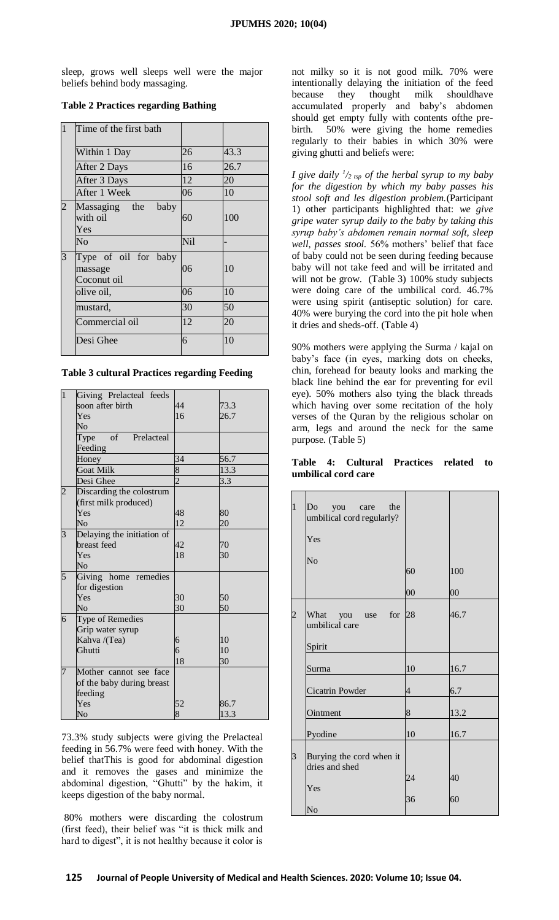sleep, grows well sleeps well were the major beliefs behind body massaging.

**Table 2 Practices regarding Bathing**

| 1 | Time of the first bath | | |
|---|---|---|---|
| | Within 1 Day | 26 | 43.3 |
| | After 2 Days | 16 | 26.7 |
| | After 3 Days | 12 | 20 |
| | After 1 Week | 06 | 10 |
| 2 | Massaging the baby with oil Yes | 60 | 100 |
| | No | Nil | - |
| 3 | Type of oil for baby massage Coconut oil | 06 | 10 |
| | olive oil, | 06 | 10 |
| | mustard, | 30 | 50 |
| | Commercial oil | 12 | 20 |
| | Desi Ghee | 6 | 10 |

**Table 3 cultural Practices regarding Feeding**

| 1 | Giving Prelacteal feeds soon after birth | | |
|---|---|---|---|
| | Yes | 44 | 73.3 |
| | No | 16 | 26.7 |
| | Type of Prelacteal Feeding | | |
| | Honey | 34 | 56.7 |
| | Goat Milk | 8 | 13.3 |
| | Desi Ghee | 2 | 3.3 |
| 2 | Discarding the colostrum (first milk produced) | | |
| | Yes | 48 | 80 |
| | No | 12 | 20 |
| 3 | Delaying the initiation of breast feed | | |
| | Yes | 42 | 70 |
| | No | 18 | 30 |
| 5 | Giving home remedies for digestion | | |
| | Yes | 30 | 50 |
| | No | 30 | 50 |
| 6 | Type of Remedies | | |
| | Grip water syrup | 6 | 10 |
| | Kahva /(Tea) | 6 | 10 |
| | Ghutti | 18 | 30 |
| 7 | Mother cannot see face of the baby during breast feeding | | |
| | Yes | 52 | 86.7 |
| | No | 8 | 13.3 |

73.3% study subjects were giving the Prelacteal feeding in 56.7% were feed with honey. With the belief thatThis is good for abdominal digestion and it removes the gases and minimize the abdominal digestion, "Ghutti" by the hakim, it keeps digestion of the baby normal.

80% mothers were discarding the colostrum (first feed), their belief was "it is thick milk and hard to digest", it is not healthy because it color is not milky so it is not good milk. 70% were intentionally delaying the initiation of the feed because they thought milk shouldhave accumulated properly and baby's abdomen should get empty fully with contents ofthe pre-birth. 50% were giving the home remedies regularly to their babies in which 30% were giving ghutti and beliefs were:

*I give daily $^{1}/_{2}$ tsp of the herbal syrup to my baby for the digestion by which my baby passes his stool soft and les digestion problem.*(Participant 1) other participants highlighted that: *we give gripe water syrup daily to the baby by taking this syrup baby's abdomen remain normal soft, sleep well, passes stool.* 56% mothers' belief that face of baby could not be seen during feeding because baby will not take feed and will be irritated and will not be grow. (Table 3) 100% study subjects were doing care of the umbilical cord. 46.7% were using spirit (antiseptic solution) for care. 40% were burying the cord into the pit hole when it dries and sheds-off. (Table 4)

90% mothers were applying the Surma / kajal on baby's face (in eyes, marking dots on cheeks, chin, forehead for beauty looks and marking the black line behind the ear for preventing for evil eye). 50% mothers also tying the black threads which having over some recitation of the holy verses of the Quran by the religious scholar on arm, legs and around the neck for the same purpose. (Table 5)

**Table 4: Cultural Practices related to umbilical cord care**

| 1 | Do you care the umbilical cord regularly? | | |
|---|---|---|---|
| | Yes | 60 | 100 |
| | No | 00 | 00 |
| 2 | What you use for umbilical care | | |
| | Spirit | 28 | 46.7 |
| | Surma | 10 | 16.7 |
| | Cicatrin Powder | 4 | 6.7 |
| | Ointment | 8 | 13.2 |
| | Pyodine | 10 | 16.7 |
| 3 | Burying the cord when it dries and shed | | |
| | Yes | 24 | 40 |
| | No | 36 | 60 |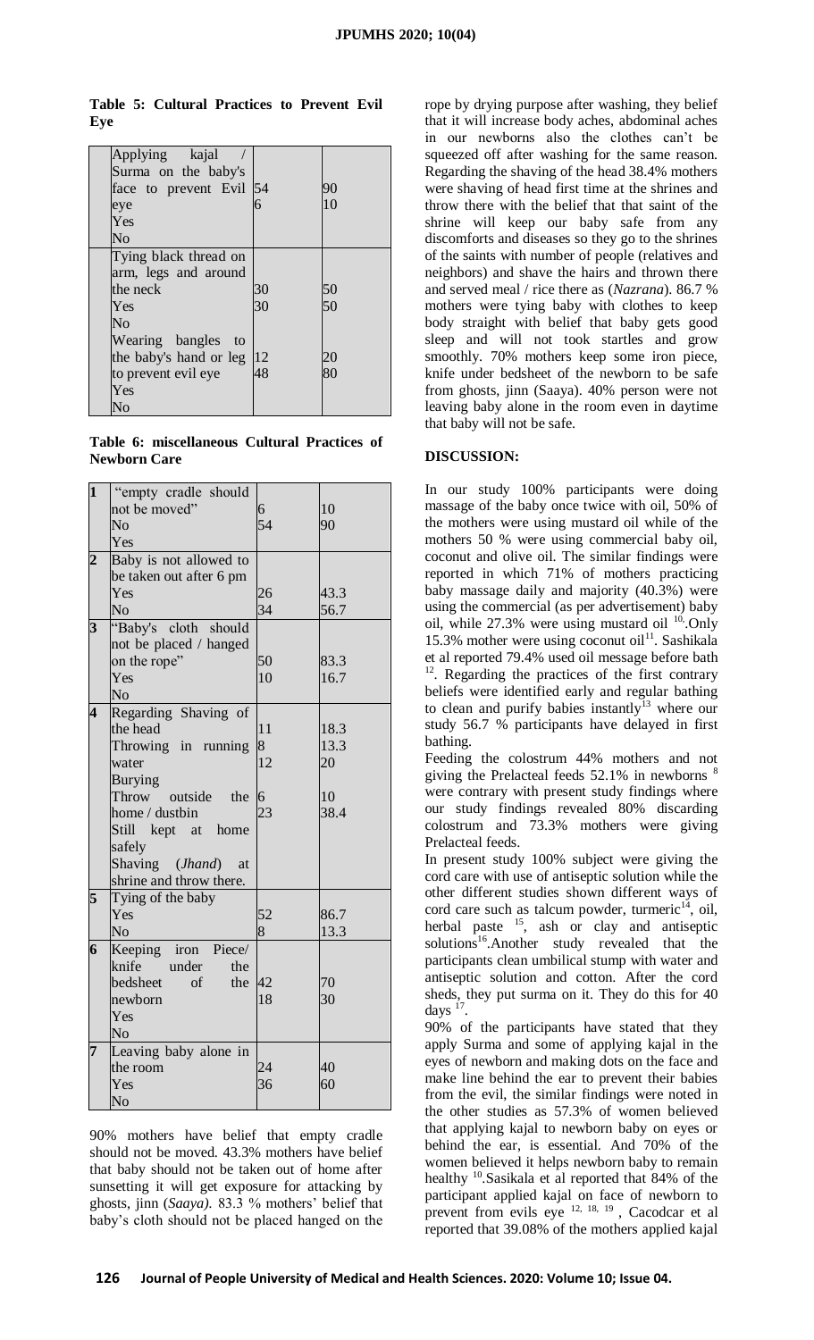**Table 5: Cultural Practices to Prevent Evil Eye**

| | | |
|---|---|---|
| Applying kajal / Surma on the baby's face to prevent Evil eye<br>Yes<br>No | 54<br>6 | 90<br>10 |
| Tying black thread on arm, legs and around the neck<br>Yes<br>No | 30<br>30 | 50<br>50 |
| Wearing bangles to the baby's hand or leg to prevent evil eye<br>Yes<br>No | 12<br>48 | 20<br>80 |

**Table 6: miscellaneous Cultural Practices of Newborn Care**

| | | | |
|---|---|---|---|
| 1 | "empty cradle should not be moved"<br>No<br>Yes | 6<br>54 | 10<br>90 |
| 2 | Baby is not allowed to be taken out after 6 pm<br>Yes<br>No | 26<br>34 | 43.3<br>56.7 |
| 3 | "Baby's cloth should not be placed / hanged on the rope"<br>Yes<br>No | 50<br>10 | 83.3<br>16.7 |
| 4 | Regarding Shaving of the head<br>Throwing in running water<br>Burying<br>Throw outside the home / dustbin<br>Still kept at home safely<br>Shaving (*Jhand*) at shrine and throw there. | 11<br>8<br>12<br>6<br>23 | 18.3<br>13.3<br>20<br>10<br>38.4 |
| 5 | Tying of the baby<br>Yes<br>No | 52<br>8 | 86.7<br>13.3 |
| 6 | Keeping iron Piece/ knife under the bedsheet of the newborn<br>Yes<br>No | 42<br>18 | 70<br>30 |
| 7 | Leaving baby alone in the room<br>Yes<br>No | 24<br>36 | 40<br>60 |

90% mothers have belief that empty cradle should not be moved. 43.3% mothers have belief that baby should not be taken out of home after sunsetting it will get exposure for attacking by ghosts, jinn (*Saaya).* 83.3 % mothers' belief that baby's cloth should not be placed hanged on the rope by drying purpose after washing, they belief that it will increase body aches, abdominal aches in our newborns also the clothes can't be squeezed off after washing for the same reason. Regarding the shaving of the head 38.4% mothers were shaving of head first time at the shrines and throw there with the belief that that saint of the shrine will keep our baby safe from any discomforts and diseases so they go to the shrines of the saints with number of people (relatives and neighbors) and shave the hairs and thrown there and served meal / rice there as (*Nazrana*). 86.7 % mothers were tying baby with clothes to keep body straight with belief that baby gets good sleep and will not took startles and grow smoothly. 70% mothers keep some iron piece, knife under bedsheet of the newborn to be safe from ghosts, jinn (Saaya). 40% person were not leaving baby alone in the room even in daytime that baby will not be safe.

## DISCUSSION:

In our study 100% participants were doing massage of the baby once twice with oil, 50% of the mothers were using mustard oil while of the mothers 50 % were using commercial baby oil, coconut and olive oil. The similar findings were reported in which 71% of mothers practicing baby massage daily and majority (40.3%) were using the commercial (as per advertisement) baby oil, while 27.3% were using mustard oil [10].Only 15.3% mother were using coconut oil[11]. Sashikala et al reported 79.4% used oil message before bath [12]. Regarding the practices of the first contrary beliefs were identified early and regular bathing to clean and purify babies instantly[13] where our study 56.7 % participants have delayed in first bathing.

Feeding the colostrum 44% mothers and not giving the Prelacteal feeds 52.1% in newborns [8] were contrary with present study findings where our study findings revealed 80% discarding colostrum and 73.3% mothers were giving Prelacteal feeds.

In present study 100% subject were giving the cord care with use of antiseptic solution while the other different studies shown different ways of cord care such as talcum powder, turmeric[14], oil, herbal paste [15], ash or clay and antiseptic solutions[16].Another study revealed that the participants clean umbilical stump with water and antiseptic solution and cotton. After the cord sheds, they put surma on it. They do this for 40 days [17].

90% of the participants have stated that they apply Surma and some of applying kajal in the eyes of newborn and making dots on the face and make line behind the ear to prevent their babies from the evil, the similar findings were noted in the other studies as 57.3% of women believed that applying kajal to newborn baby on eyes or behind the ear, is essential. And 70% of the women believed it helps newborn baby to remain healthy [10].Sasikala et al reported that 84% of the participant applied kajal on face of newborn to prevent from evils eye [12, 18, 19], Cacodcar et al reported that 39.08% of the mothers applied kajal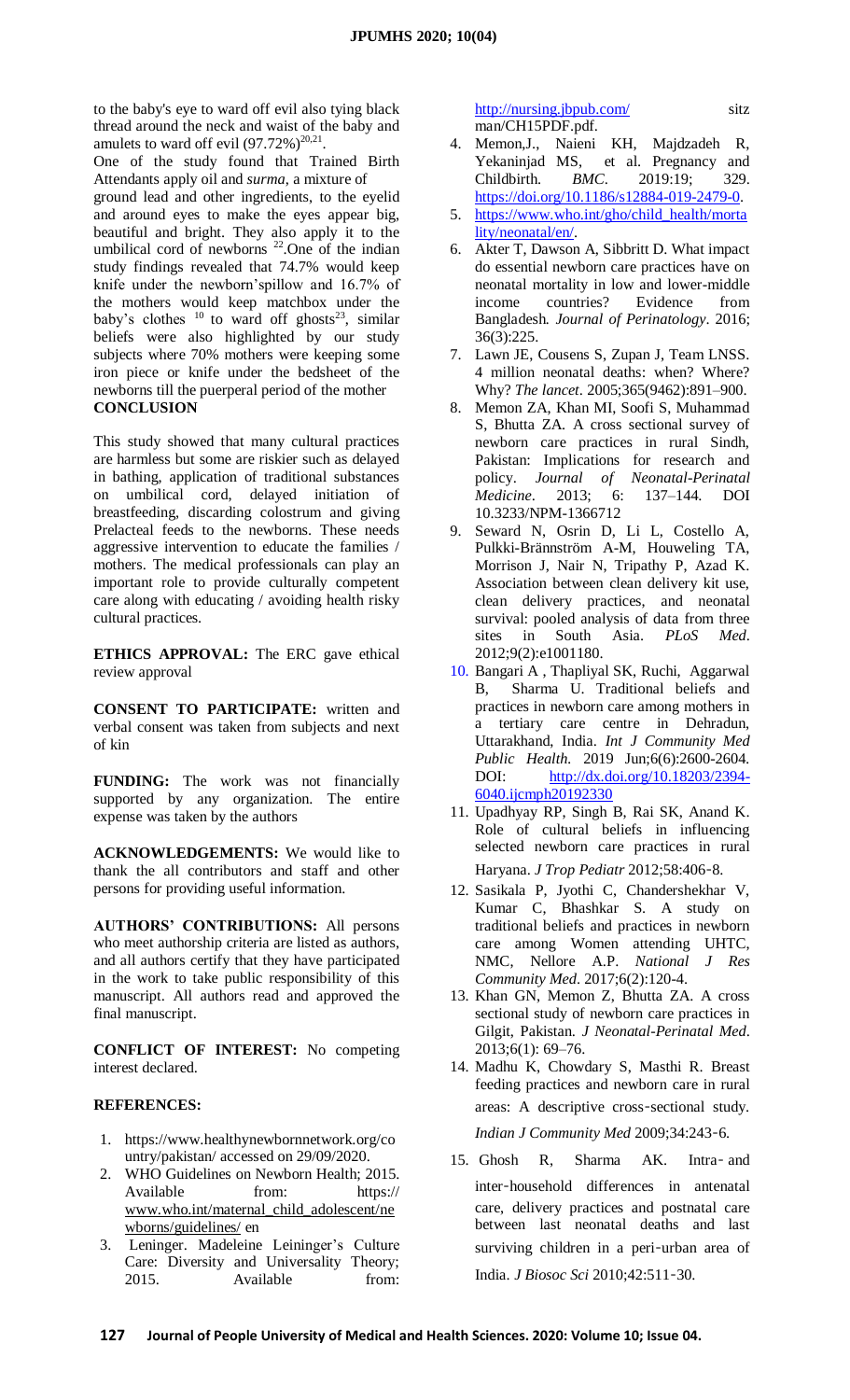to the baby's eye to ward off evil also tying black thread around the neck and waist of the baby and amulets to ward off evil (97.72%)[20,21].

One of the study found that Trained Birth Attendants apply oil and *surma*, a mixture of ground lead and other ingredients, to the eyelid and around eyes to make the eyes appear big, beautiful and bright. They also apply it to the umbilical cord of newborns [22].One of the indian study findings revealed that 74.7% would keep knife under the newborn'spillow and 16.7% of the mothers would keep matchbox under the baby's clothes [10] to ward off ghosts[23], similar beliefs were also highlighted by our study subjects where 70% mothers were keeping some iron piece or knife under the bedsheet of the newborns till the puerperal period of the mother

**CONCLUSION**

This study showed that many cultural practices are harmless but some are riskier such as delayed in bathing, application of traditional substances on umbilical cord, delayed initiation of breastfeeding, discarding colostrum and giving Prelacteal feeds to the newborns. These needs aggressive intervention to educate the families / mothers. The medical professionals can play an important role to provide culturally competent care along with educating / avoiding health risky cultural practices.

**ETHICS APPROVAL:** The ERC gave ethical review approval

**CONSENT TO PARTICIPATE:** written and verbal consent was taken from subjects and next of kin

**FUNDING:** The work was not financially supported by any organization. The entire expense was taken by the authors

**ACKNOWLEDGEMENTS:** We would like to thank the all contributors and staff and other persons for providing useful information.

**AUTHORS' CONTRIBUTIONS:** All persons who meet authorship criteria are listed as authors, and all authors certify that they have participated in the work to take public responsibility of this manuscript. All authors read and approved the final manuscript.

**CONFLICT OF INTEREST:** No competing interest declared.

**REFERENCES:**

1. https://www.healthynewbornnetwork.org/country/pakistan/ accessed on 29/09/2020.
2. WHO Guidelines on Newborn Health; 2015. Available from: https:// www.who.int/maternal_child_adolescent/newborns/guidelines/ en
3. Leninger. Madeleine Leininger's Culture Care: Diversity and Universality Theory; 2015. Available from: http://nursing.jbpub.com/ sitzman/CH15PDF.pdf.
4. Memon,J., Naieni KH, Majdzadeh R, Yekaninjad MS, et al. Pregnancy and Childbirth. *BMC*. 2019:19; 329. https://doi.org/10.1186/s12884-019-2479-0.
5. https://www.who.int/gho/child_health/mortality/neonatal/en/.
6. Akter T, Dawson A, Sibbritt D. What impact do essential newborn care practices have on neonatal mortality in low and lower-middle income countries? Evidence from Bangladesh. *Journal of Perinatology*. 2016; 36(3):225.
7. Lawn JE, Cousens S, Zupan J, Team LNSS. 4 million neonatal deaths: when? Where? Why? *The lancet*. 2005;365(9462):891–900.
8. Memon ZA, Khan MI, Soofi S, Muhammad S, Bhutta ZA. A cross sectional survey of newborn care practices in rural Sindh, Pakistan: Implications for research and policy. *Journal of Neonatal-Perinatal Medicine*. 2013; 6: 137–144. DOI 10.3233/NPM-1366712
9. Seward N, Osrin D, Li L, Costello A, Pulkki-Brännström A-M, Houweling TA, Morrison J, Nair N, Tripathy P, Azad K. Association between clean delivery kit use, clean delivery practices, and neonatal survival: pooled analysis of data from three sites in South Asia. *PLoS Med*. 2012;9(2):e1001180.
10. Bangari A , Thapliyal SK, Ruchi, Aggarwal B, Sharma U. Traditional beliefs and practices in newborn care among mothers in a tertiary care centre in Dehradun, Uttarakhand, India. *Int J Community Med Public Health.* 2019 Jun;6(6):2600-2604. DOI: http://dx.doi.org/10.18203/2394-6040.ijcmph20192330
11. Upadhyay RP, Singh B, Rai SK, Anand K. Role of cultural beliefs in influencing selected newborn care practices in rural Haryana. *J Trop Pediatr* 2012;58:406‑8.
12. Sasikala P, Jyothi C, Chandershekhar V, Kumar C, Bhashkar S. A study on traditional beliefs and practices in newborn care among Women attending UHTC, NMC, Nellore A.P. *National J Res Community Med*. 2017;6(2):120-4.
13. Khan GN, Memon Z, Bhutta ZA. A cross sectional study of newborn care practices in Gilgit, Pakistan. *J Neonatal-Perinatal Med*. 2013;6(1): 69–76.
14. Madhu K, Chowdary S, Masthi R. Breast feeding practices and newborn care in rural areas: A descriptive cross‑sectional study. *Indian J Community Med* 2009;34:243‑6.
15. Ghosh R, Sharma AK. Intra‑ and inter‑household differences in antenatal care, delivery practices and postnatal care between last neonatal deaths and last surviving children in a peri‑urban area of India. *J Biosoc Sci* 2010;42:511‑30.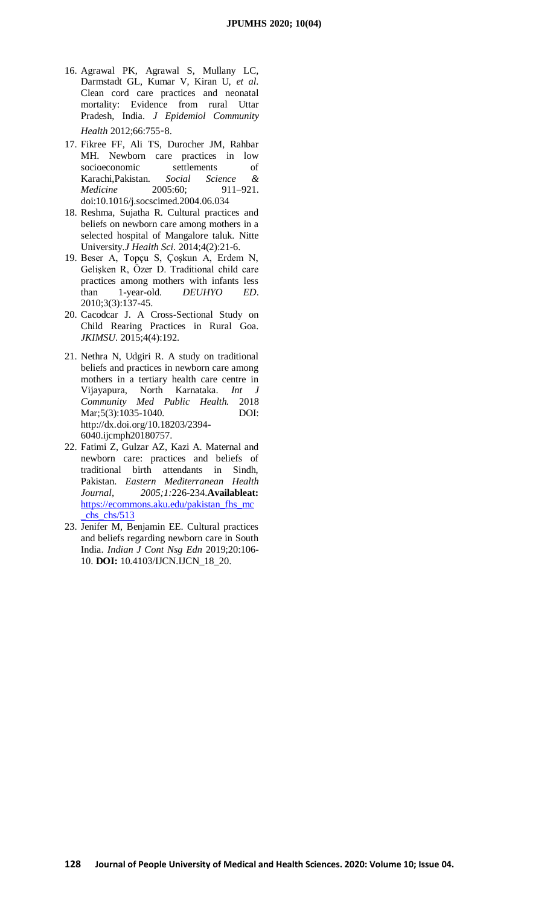16. Agrawal PK, Agrawal S, Mullany LC, Darmstadt GL, Kumar V, Kiran U, *et al*. Clean cord care practices and neonatal mortality: Evidence from rural Uttar Pradesh, India. *J Epidemiol Community Health* 2012;66:755‑8.
17. Fikree FF, Ali TS, Durocher JM, Rahbar MH. Newborn care practices in low socioeconomic settlements of Karachi,Pakistan. *Social Science & Medicine* 2005:60; 911–921. doi:10.1016/j.socscimed.2004.06.034
18. Reshma, Sujatha R. Cultural practices and beliefs on newborn care among mothers in a selected hospital of Mangalore taluk. Nitte University.*J Health Sci*. 2014;4(2):21-6.
19. Beser A, Topçu S, Çoşkun A, Erdem N, Gelişken R, Özer D. Traditional child care practices among mothers with infants less than 1-year-old. *DEUHYO ED*. 2010;3(3):137-45.
20. Cacodcar J. A Cross-Sectional Study on Child Rearing Practices in Rural Goa. *JKIMSU*. 2015;4(4):192.
21. Nethra N, Udgiri R. A study on traditional beliefs and practices in newborn care among mothers in a tertiary health care centre in Vijayapura, North Karnataka. *Int J Community Med Public Health*. 2018 Mar;5(3):1035-1040. DOI: http://dx.doi.org/10.18203/2394-6040.ijcmph20180757.
22. Fatimi Z, Gulzar AZ, Kazi A. Maternal and newborn care: practices and beliefs of traditional birth attendants in Sindh, Pakistan. *Eastern Mediterranean Health Journal, 2005;1:*226-234.**Availableat:** https://ecommons.aku.edu/pakistan_fhs_mc_chs_chs/513
23. Jenifer M, Benjamin EE. Cultural practices and beliefs regarding newborn care in South India. *Indian J Cont Nsg Edn* 2019;20:106-10. **DOI:** 10.4103/IJCN.IJCN_18_20.